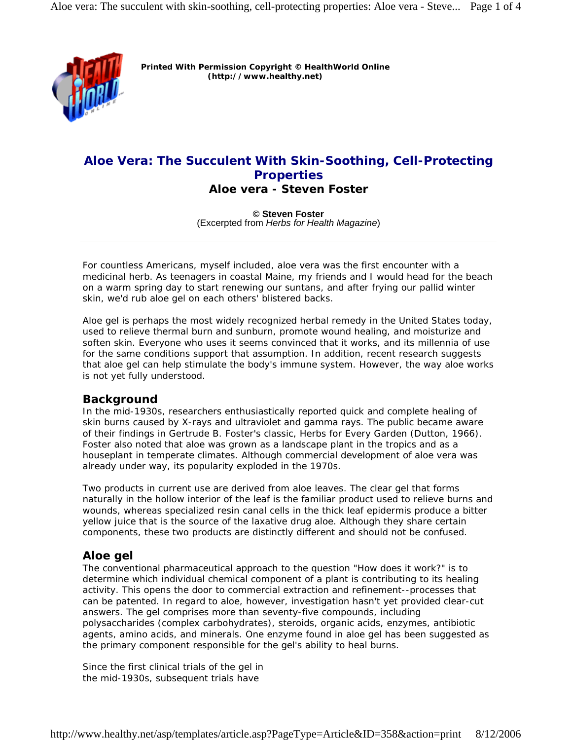**Printed With Permission Copyright © HealthWorld Online (http://www.healthy.net)**

# Aloe Vera: The Succulent With Skin-Soothing, Cell-Protecting Properties

## Aloe vera - Steven Foster

**© Steven Foster**
(Excerpted from *Herbs for Health Magazine*)

---

For countless Americans, myself included, aloe vera was the first encounter with a medicinal herb. As teenagers in coastal Maine, my friends and I would head for the beach on a warm spring day to start renewing our suntans, and after frying our pallid winter skin, we'd rub aloe gel on each others' blistered backs.

Aloe gel is perhaps the most widely recognized herbal remedy in the United States today, used to relieve thermal burn and sunburn, promote wound healing, and moisturize and soften skin. Everyone who uses it seems convinced that it works, and its millennia of use for the same conditions support that assumption. In addition, recent research suggests that aloe gel can help stimulate the body's immune system. However, the way aloe works is not yet fully understood.

## Background

In the mid-1930s, researchers enthusiastically reported quick and complete healing of skin burns caused by X-rays and ultraviolet and gamma rays. The public became aware of their findings in Gertrude B. Foster's classic, Herbs for Every Garden (Dutton, 1966). Foster also noted that aloe was grown as a landscape plant in the tropics and as a houseplant in temperate climates. Although commercial development of aloe vera was already under way, its popularity exploded in the 1970s.

Two products in current use are derived from aloe leaves. The clear gel that forms naturally in the hollow interior of the leaf is the familiar product used to relieve burns and wounds, whereas specialized resin canal cells in the thick leaf epidermis produce a bitter yellow juice that is the source of the laxative drug aloe. Although they share certain components, these two products are distinctly different and should not be confused.

## Aloe gel

The conventional pharmaceutical approach to the question "How does it work?" is to determine which individual chemical component of a plant is contributing to its healing activity. This opens the door to commercial extraction and refinement--processes that can be patented. In regard to aloe, however, investigation hasn't yet provided clear-cut answers. The gel comprises more than seventy-five compounds, including polysaccharides (complex carbohydrates), steroids, organic acids, enzymes, antibiotic agents, amino acids, and minerals. One enzyme found in aloe gel has been suggested as the primary component responsible for the gel's ability to heal burns.

Since the first clinical trials of the gel in the mid-1930s, subsequent trials have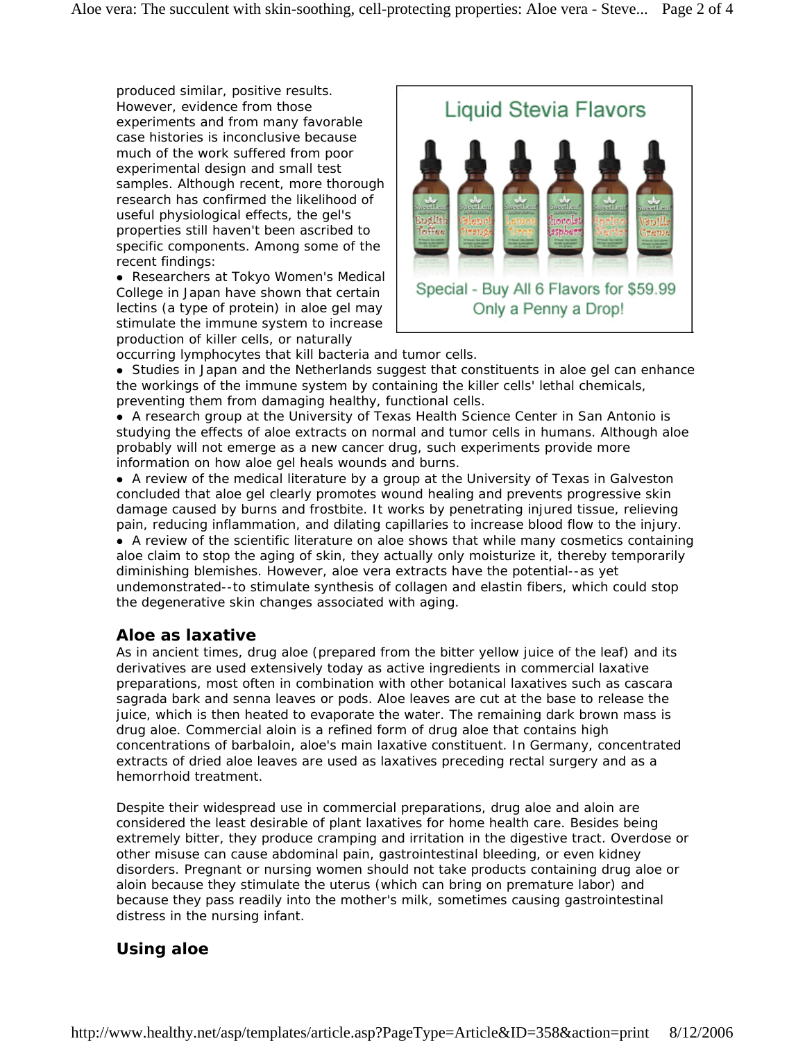produced similar, positive results. However, evidence from those experiments and from many favorable case histories is inconclusive because much of the work suffered from poor experimental design and small test samples. Although recent, more thorough research has confirmed the likelihood of useful physiological effects, the gel's properties still haven't been ascribed to specific components. Among some of the recent findings:

- Researchers at Tokyo Women's Medical College in Japan have shown that certain lectins (a type of protein) in aloe gel may stimulate the immune system to increase production of killer cells, or naturally occurring lymphocytes that kill bacteria and tumor cells.
- Studies in Japan and the Netherlands suggest that constituents in aloe gel can enhance the workings of the immune system by containing the killer cells' lethal chemicals, preventing them from damaging healthy, functional cells.
- A research group at the University of Texas Health Science Center in San Antonio is studying the effects of aloe extracts on normal and tumor cells in humans. Although aloe probably will not emerge as a new cancer drug, such experiments provide more information on how aloe gel heals wounds and burns.
- A review of the medical literature by a group at the University of Texas in Galveston concluded that aloe gel clearly promotes wound healing and prevents progressive skin damage caused by burns and frostbite. It works by penetrating injured tissue, relieving pain, reducing inflammation, and dilating capillaries to increase blood flow to the injury.
- A review of the scientific literature on aloe shows that while many cosmetics containing aloe claim to stop the aging of skin, they actually only moisturize it, thereby temporarily diminishing blemishes. However, aloe vera extracts have the potential--as yet undemonstrated--to stimulate synthesis of collagen and elastin fibers, which could stop the degenerative skin changes associated with aging.

Liquid Stevia Flavors

Special - Buy All 6 Flavors for $59.99
Only a Penny a Drop!

## Aloe as laxative

As in ancient times, drug aloe (prepared from the bitter yellow juice of the leaf) and its derivatives are used extensively today as active ingredients in commercial laxative preparations, most often in combination with other botanical laxatives such as cascara sagrada bark and senna leaves or pods. Aloe leaves are cut at the base to release the juice, which is then heated to evaporate the water. The remaining dark brown mass is drug aloe. Commercial aloin is a refined form of drug aloe that contains high concentrations of barbaloin, aloe's main laxative constituent. In Germany, concentrated extracts of dried aloe leaves are used as laxatives preceding rectal surgery and as a hemorrhoid treatment.

Despite their widespread use in commercial preparations, drug aloe and aloin are considered the least desirable of plant laxatives for home health care. Besides being extremely bitter, they produce cramping and irritation in the digestive tract. Overdose or other misuse can cause abdominal pain, gastrointestinal bleeding, or even kidney disorders. Pregnant or nursing women should not take products containing drug aloe or aloin because they stimulate the uterus (which can bring on premature labor) and because they pass readily into the mother's milk, sometimes causing gastrointestinal distress in the nursing infant.

## Using aloe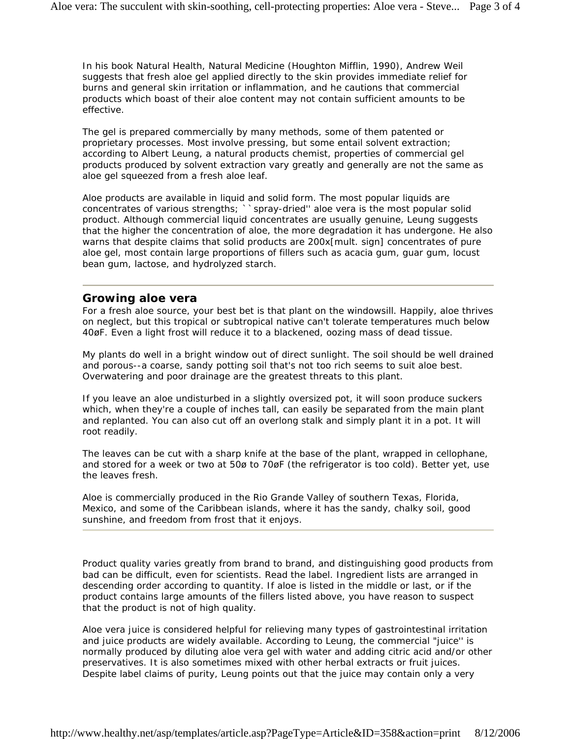In his book Natural Health, Natural Medicine (Houghton Mifflin, 1990), Andrew Weil suggests that fresh aloe gel applied directly to the skin provides immediate relief for burns and general skin irritation or inflammation, and he cautions that commercial products which boast of their aloe content may not contain sufficient amounts to be effective.

The gel is prepared commercially by many methods, some of them patented or proprietary processes. Most involve pressing, but some entail solvent extraction; according to Albert Leung, a natural products chemist, properties of commercial gel products produced by solvent extraction vary greatly and generally are not the same as aloe gel squeezed from a fresh aloe leaf.

Aloe products are available in liquid and solid form. The most popular liquids are concentrates of various strengths; ``spray-dried'' aloe vera is the most popular solid product. Although commercial liquid concentrates are usually genuine, Leung suggests that the higher the concentration of aloe, the more degradation it has undergone. He also warns that despite claims that solid products are 200x[mult. sign] concentrates of pure aloe gel, most contain large proportions of fillers such as acacia gum, guar gum, locust bean gum, lactose, and hydrolyzed starch.

---

## Growing aloe vera

For a fresh aloe source, your best bet is that plant on the windowsill. Happily, aloe thrives on neglect, but this tropical or subtropical native can't tolerate temperatures much below 40øF. Even a light frost will reduce it to a blackened, oozing mass of dead tissue.

My plants do well in a bright window out of direct sunlight. The soil should be well drained and porous--a coarse, sandy potting soil that's not too rich seems to suit aloe best. Overwatering and poor drainage are the greatest threats to this plant.

If you leave an aloe undisturbed in a slightly oversized pot, it will soon produce suckers which, when they're a couple of inches tall, can easily be separated from the main plant and replanted. You can also cut off an overlong stalk and simply plant it in a pot. It will root readily.

The leaves can be cut with a sharp knife at the base of the plant, wrapped in cellophane, and stored for a week or two at 50ø to 70øF (the refrigerator is too cold). Better yet, use the leaves fresh.

Aloe is commercially produced in the Rio Grande Valley of southern Texas, Florida, Mexico, and some of the Caribbean islands, where it has the sandy, chalky soil, good sunshine, and freedom from frost that it enjoys.

---

Product quality varies greatly from brand to brand, and distinguishing good products from bad can be difficult, even for scientists. Read the label. Ingredient lists are arranged in descending order according to quantity. If aloe is listed in the middle or last, or if the product contains large amounts of the fillers listed above, you have reason to suspect that the product is not of high quality.

Aloe vera juice is considered helpful for relieving many types of gastrointestinal irritation and juice products are widely available. According to Leung, the commercial "juice'' is normally produced by diluting aloe vera gel with water and adding citric acid and/or other preservatives. It is also sometimes mixed with other herbal extracts or fruit juices. Despite label claims of purity, Leung points out that the juice may contain only a very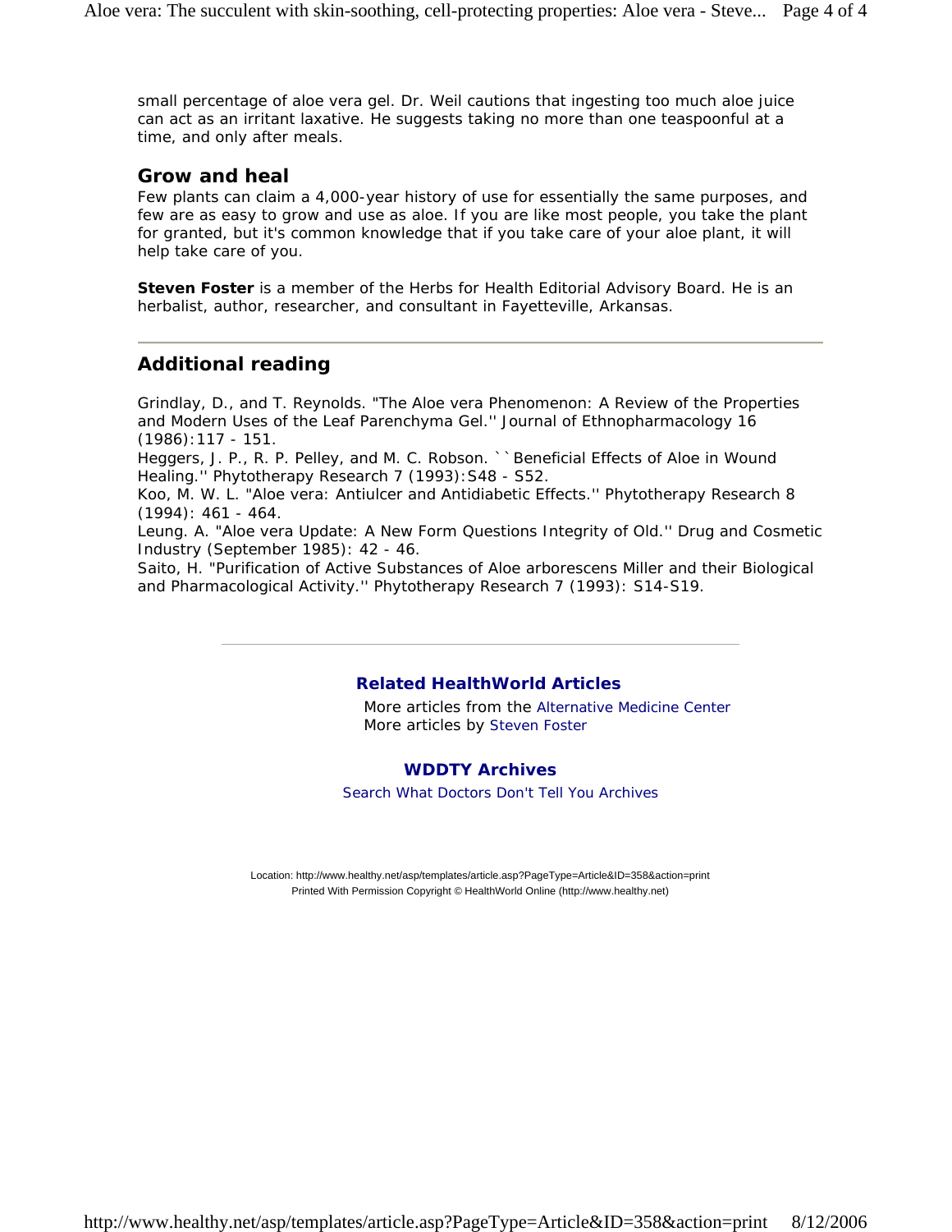small percentage of aloe vera gel. Dr. Weil cautions that ingesting too much aloe juice can act as an irritant laxative. He suggests taking no more than one teaspoonful at a time, and only after meals.

## Grow and heal

Few plants can claim a 4,000-year history of use for essentially the same purposes, and few are as easy to grow and use as aloe. If you are like most people, you take the plant for granted, but it's common knowledge that if you take care of your aloe plant, it will help take care of you.

**Steven Foster** is a member of the Herbs for Health Editorial Advisory Board. He is an herbalist, author, researcher, and consultant in Fayetteville, Arkansas.

---

## Additional reading

Grindlay, D., and T. Reynolds. "The Aloe vera Phenomenon: A Review of the Properties and Modern Uses of the Leaf Parenchyma Gel.'' Journal of Ethnopharmacology 16 (1986):117 - 151.
Heggers, J. P., R. P. Pelley, and M. C. Robson. ``Beneficial Effects of Aloe in Wound Healing.'' Phytotherapy Research 7 (1993):S48 - S52.
Koo, M. W. L. "Aloe vera: Antiulcer and Antidiabetic Effects.'' Phytotherapy Research 8 (1994): 461 - 464.
Leung. A. "Aloe vera Update: A New Form Questions Integrity of Old.'' Drug and Cosmetic Industry (September 1985): 42 - 46.
Saito, H. "Purification of Active Substances of Aloe arborescens Miller and their Biological and Pharmacological Activity.'' Phytotherapy Research 7 (1993): S14-S19.

---

**Related HealthWorld Articles**

More articles from the Alternative Medicine Center
More articles by Steven Foster

**WDDTY Archives**

Search What Doctors Don't Tell You Archives

Location: http://www.healthy.net/asp/templates/article.asp?PageType=Article&ID=358&action=print
Printed With Permission Copyright © HealthWorld Online (http://www.healthy.net)